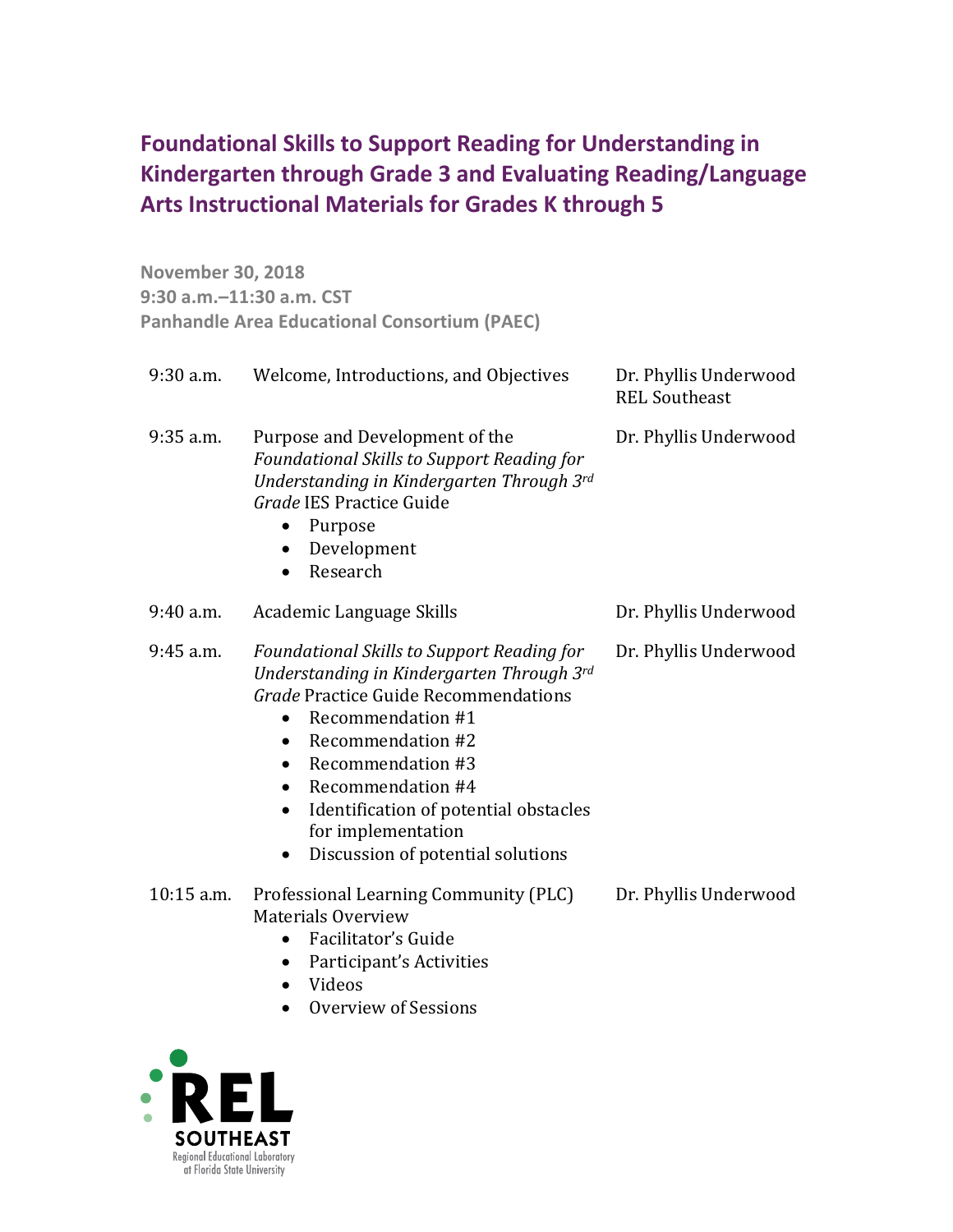# Foundational Skills to Support Reading for Understanding in Kindergarten through Grade 3 and Evaluating Reading/Language Arts Instructional Materials for Grades K through 5

**November 30, 2018**
**9:30 a.m.–11:30 a.m. CST**
**Panhandle Area Educational Consortium (PAEC)**

| | | |
|---|---|---|
| 9:30 a.m. | Welcome, Introductions, and Objectives | Dr. Phyllis Underwood<br>REL Southeast |
| 9:35 a.m. | Purpose and Development of the *Foundational Skills to Support Reading for Understanding in Kindergarten Through 3rd Grade* IES Practice Guide<br>• Purpose<br>• Development<br>• Research | Dr. Phyllis Underwood |
| 9:40 a.m. | Academic Language Skills | Dr. Phyllis Underwood |
| 9:45 a.m. | *Foundational Skills to Support Reading for Understanding in Kindergarten Through 3rd Grade* Practice Guide Recommendations<br>• Recommendation #1<br>• Recommendation #2<br>• Recommendation #3<br>• Recommendation #4<br>• Identification of potential obstacles for implementation<br>• Discussion of potential solutions | Dr. Phyllis Underwood |
| 10:15 a.m. | Professional Learning Community (PLC) Materials Overview<br>• Facilitator's Guide<br>• Participant's Activities<br>• Videos<br>• Overview of Sessions | Dr. Phyllis Underwood |

REL SOUTHEAST
Regional Educational Laboratory at Florida State University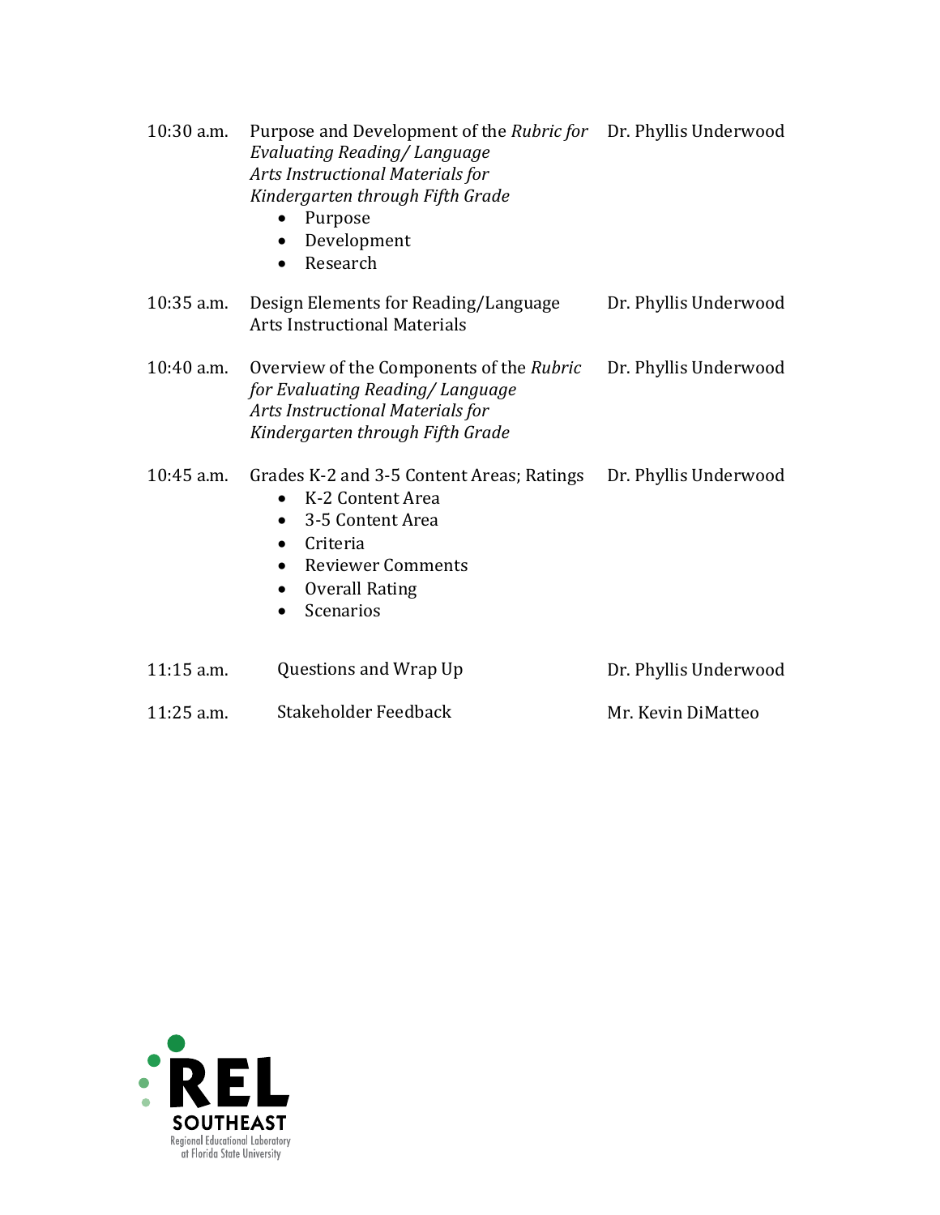| | | |
|---|---|---|
| 10:30 a.m. | Purpose and Development of the *Rubric for Evaluating Reading/ Language Arts Instructional Materials for Kindergarten through Fifth Grade*<br>• Purpose<br>• Development<br>• Research | Dr. Phyllis Underwood |
| 10:35 a.m. | Design Elements for Reading/Language Arts Instructional Materials | Dr. Phyllis Underwood |
| 10:40 a.m. | Overview of the Components of the *Rubric for Evaluating Reading/ Language Arts Instructional Materials for Kindergarten through Fifth Grade* | Dr. Phyllis Underwood |
| 10:45 a.m. | Grades K-2 and 3-5 Content Areas; Ratings<br>• K-2 Content Area<br>• 3-5 Content Area<br>• Criteria<br>• Reviewer Comments<br>• Overall Rating<br>• Scenarios | Dr. Phyllis Underwood |
| 11:15 a.m. | Questions and Wrap Up | Dr. Phyllis Underwood |
| 11:25 a.m. | Stakeholder Feedback | Mr. Kevin DiMatteo |

REL SOUTHEAST
Regional Educational Laboratory at Florida State University